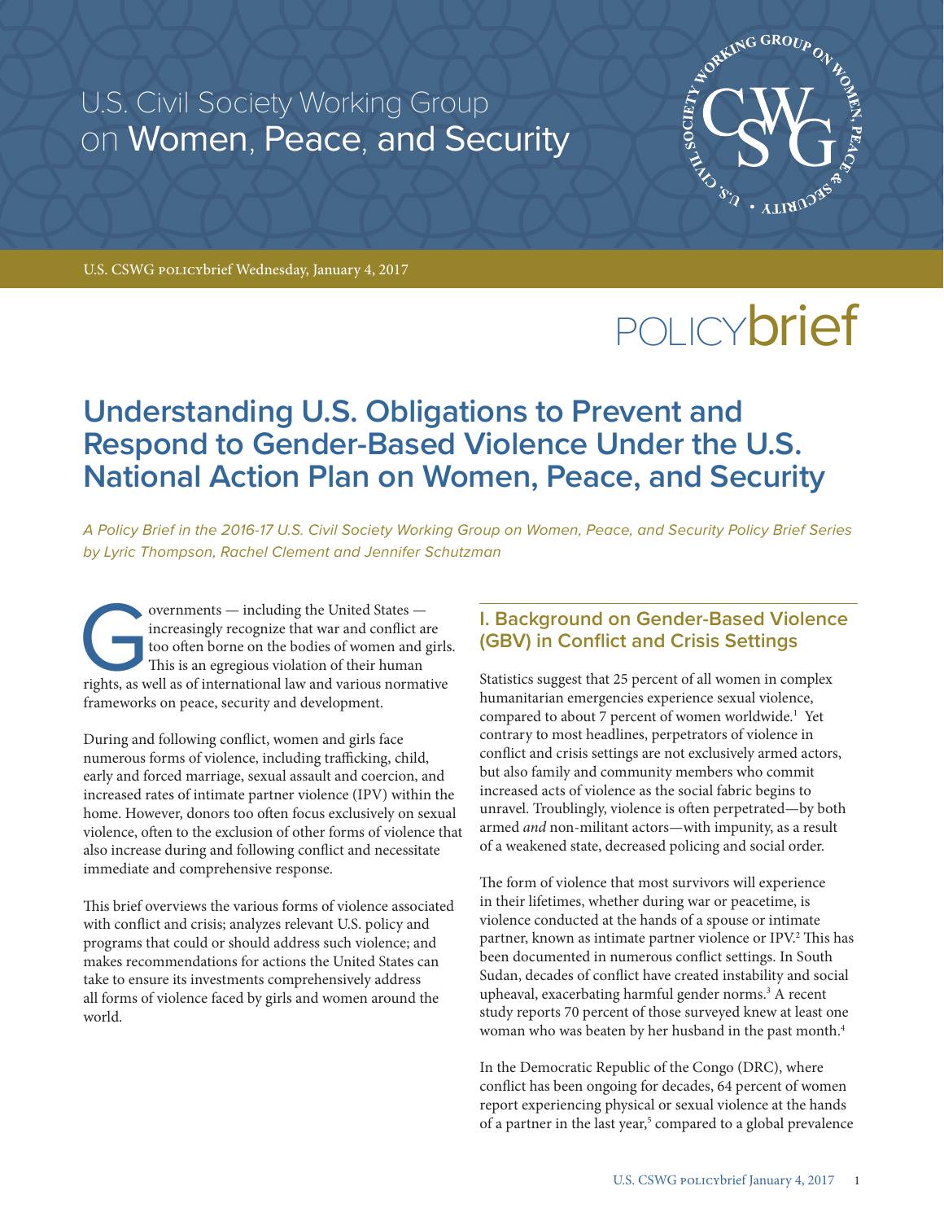U.S. Civil Society Working Group on Women, Peace, and Security

U.S. CSWG POLICYbrief Wednesday, January 4, 2017

POLICYbrief

# Understanding U.S. Obligations to Prevent and Respond to Gender-Based Violence Under the U.S. National Action Plan on Women, Peace, and Security

*A Policy Brief in the 2016-17 U.S. Civil Society Working Group on Women, Peace, and Security Policy Brief Series by Lyric Thompson, Rachel Clement and Jennifer Schutzman*

Governments — including the United States — increasingly recognize that war and conflict are too often borne on the bodies of women and girls. This is an egregious violation of their human rights, as well as of international law and various normative frameworks on peace, security and development.

During and following conflict, women and girls face numerous forms of violence, including trafficking, child, early and forced marriage, sexual assault and coercion, and increased rates of intimate partner violence (IPV) within the home. However, donors too often focus exclusively on sexual violence, often to the exclusion of other forms of violence that also increase during and following conflict and necessitate immediate and comprehensive response.

This brief overviews the various forms of violence associated with conflict and crisis; analyzes relevant U.S. policy and programs that could or should address such violence; and makes recommendations for actions the United States can take to ensure its investments comprehensively address all forms of violence faced by girls and women around the world.

## I. Background on Gender-Based Violence (GBV) in Conflict and Crisis Settings

Statistics suggest that 25 percent of all women in complex humanitarian emergencies experience sexual violence, compared to about 7 percent of women worldwide.[1] Yet contrary to most headlines, perpetrators of violence in conflict and crisis settings are not exclusively armed actors, but also family and community members who commit increased acts of violence as the social fabric begins to unravel. Troublingly, violence is often perpetrated—by both armed *and* non-militant actors—with impunity, as a result of a weakened state, decreased policing and social order.

The form of violence that most survivors will experience in their lifetimes, whether during war or peacetime, is violence conducted at the hands of a spouse or intimate partner, known as intimate partner violence or IPV.[2] This has been documented in numerous conflict settings. In South Sudan, decades of conflict have created instability and social upheaval, exacerbating harmful gender norms.[3] A recent study reports 70 percent of those surveyed knew at least one woman who was beaten by her husband in the past month.[4]

In the Democratic Republic of the Congo (DRC), where conflict has been ongoing for decades, 64 percent of women report experiencing physical or sexual violence at the hands of a partner in the last year,[5] compared to a global prevalence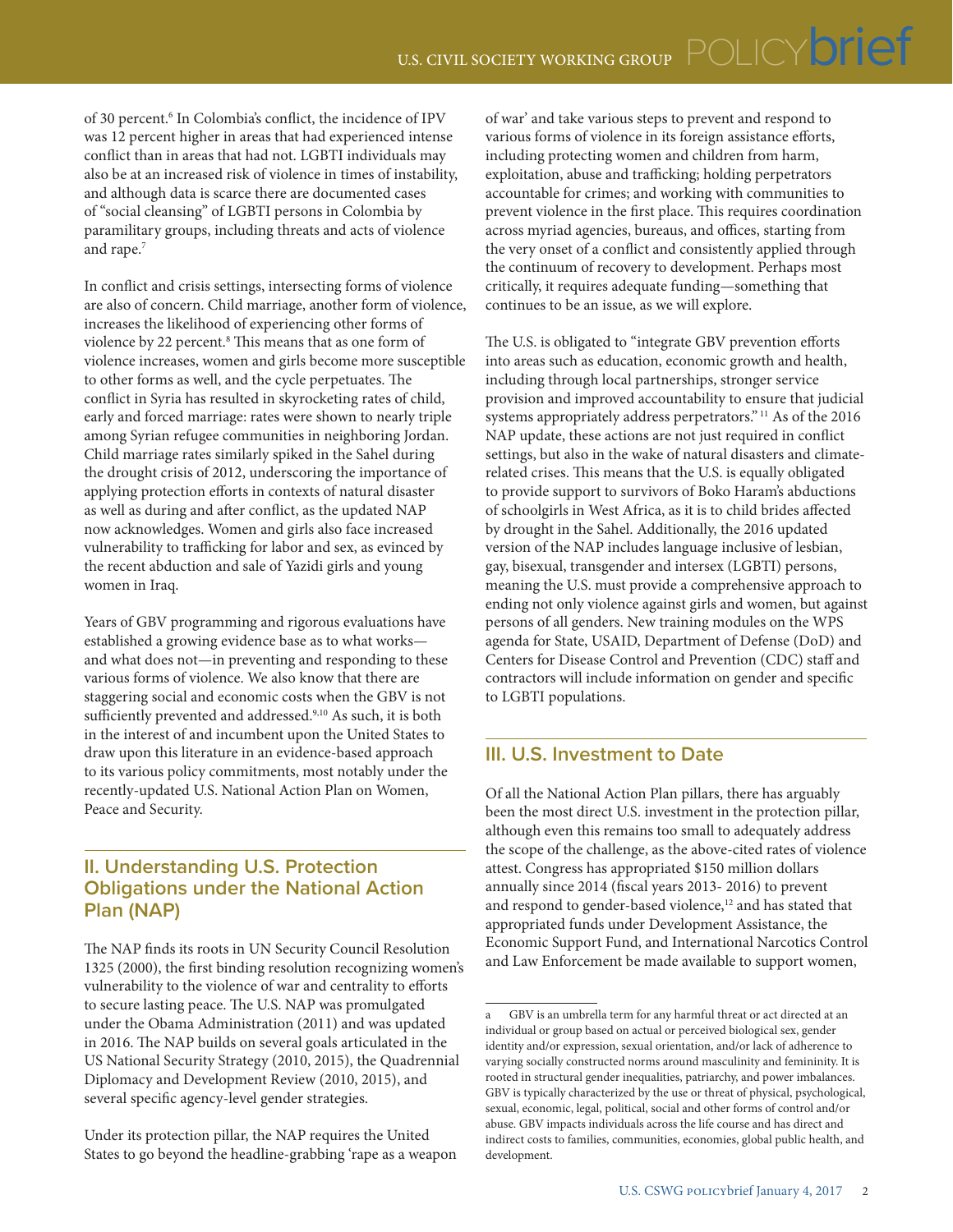of 30 percent.[6] In Colombia's conflict, the incidence of IPV was 12 percent higher in areas that had experienced intense conflict than in areas that had not. LGBTI individuals may also be at an increased risk of violence in times of instability, and although data is scarce there are documented cases of "social cleansing" of LGBTI persons in Colombia by paramilitary groups, including threats and acts of violence and rape.[7]

In conflict and crisis settings, intersecting forms of violence are also of concern. Child marriage, another form of violence, increases the likelihood of experiencing other forms of violence by 22 percent.[8] This means that as one form of violence increases, women and girls become more susceptible to other forms as well, and the cycle perpetuates. The conflict in Syria has resulted in skyrocketing rates of child, early and forced marriage: rates were shown to nearly triple among Syrian refugee communities in neighboring Jordan. Child marriage rates similarly spiked in the Sahel during the drought crisis of 2012, underscoring the importance of applying protection efforts in contexts of natural disaster as well as during and after conflict, as the updated NAP now acknowledges. Women and girls also face increased vulnerability to trafficking for labor and sex, as evinced by the recent abduction and sale of Yazidi girls and young women in Iraq.

Years of GBV programming and rigorous evaluations have established a growing evidence base as to what works—and what does not—in preventing and responding to these various forms of violence. We also know that there are staggering social and economic costs when the GBV is not sufficiently prevented and addressed.[9,10] As such, it is both in the interest of and incumbent upon the United States to draw upon this literature in an evidence-based approach to its various policy commitments, most notably under the recently-updated U.S. National Action Plan on Women, Peace and Security.

## II. Understanding U.S. Protection Obligations under the National Action Plan (NAP)

The NAP finds its roots in UN Security Council Resolution 1325 (2000), the first binding resolution recognizing women's vulnerability to the violence of war and centrality to efforts to secure lasting peace. The U.S. NAP was promulgated under the Obama Administration (2011) and was updated in 2016. The NAP builds on several goals articulated in the US National Security Strategy (2010, 2015), the Quadrennial Diplomacy and Development Review (2010, 2015), and several specific agency-level gender strategies.

Under its protection pillar, the NAP requires the United States to go beyond the headline-grabbing 'rape as a weapon of war' and take various steps to prevent and respond to various forms of violence in its foreign assistance efforts, including protecting women and children from harm, exploitation, abuse and trafficking; holding perpetrators accountable for crimes; and working with communities to prevent violence in the first place. This requires coordination across myriad agencies, bureaus, and offices, starting from the very onset of a conflict and consistently applied through the continuum of recovery to development. Perhaps most critically, it requires adequate funding—something that continues to be an issue, as we will explore.

The U.S. is obligated to "integrate GBV prevention efforts into areas such as education, economic growth and health, including through local partnerships, stronger service provision and improved accountability to ensure that judicial systems appropriately address perpetrators."[11] As of the 2016 NAP update, these actions are not just required in conflict settings, but also in the wake of natural disasters and climate-related crises. This means that the U.S. is equally obligated to provide support to survivors of Boko Haram's abductions of schoolgirls in West Africa, as it is to child brides affected by drought in the Sahel. Additionally, the 2016 updated version of the NAP includes language inclusive of lesbian, gay, bisexual, transgender and intersex (LGBTI) persons, meaning the U.S. must provide a comprehensive approach to ending not only violence against girls and women, but against persons of all genders. New training modules on the WPS agenda for State, USAID, Department of Defense (DoD) and Centers for Disease Control and Prevention (CDC) staff and contractors will include information on gender and specific to LGBTI populations.

## III. U.S. Investment to Date

Of all the National Action Plan pillars, there has arguably been the most direct U.S. investment in the protection pillar, although even this remains too small to adequately address the scope of the challenge, as the above-cited rates of violence attest. Congress has appropriated $150 million dollars annually since 2014 (fiscal years 2013- 2016) to prevent and respond to gender-based violence,[12] and has stated that appropriated funds under Development Assistance, the Economic Support Fund, and International Narcotics Control and Law Enforcement be made available to support women,

---

[a] GBV is an umbrella term for any harmful threat or act directed at an individual or group based on actual or perceived biological sex, gender identity and/or expression, sexual orientation, and/or lack of adherence to varying socially constructed norms around masculinity and femininity. It is rooted in structural gender inequalities, patriarchy, and power imbalances. GBV is typically characterized by the use or threat of physical, psychological, sexual, economic, legal, political, social and other forms of control and/or abuse. GBV impacts individuals across the life course and has direct and indirect costs to families, communities, economies, global public health, and development.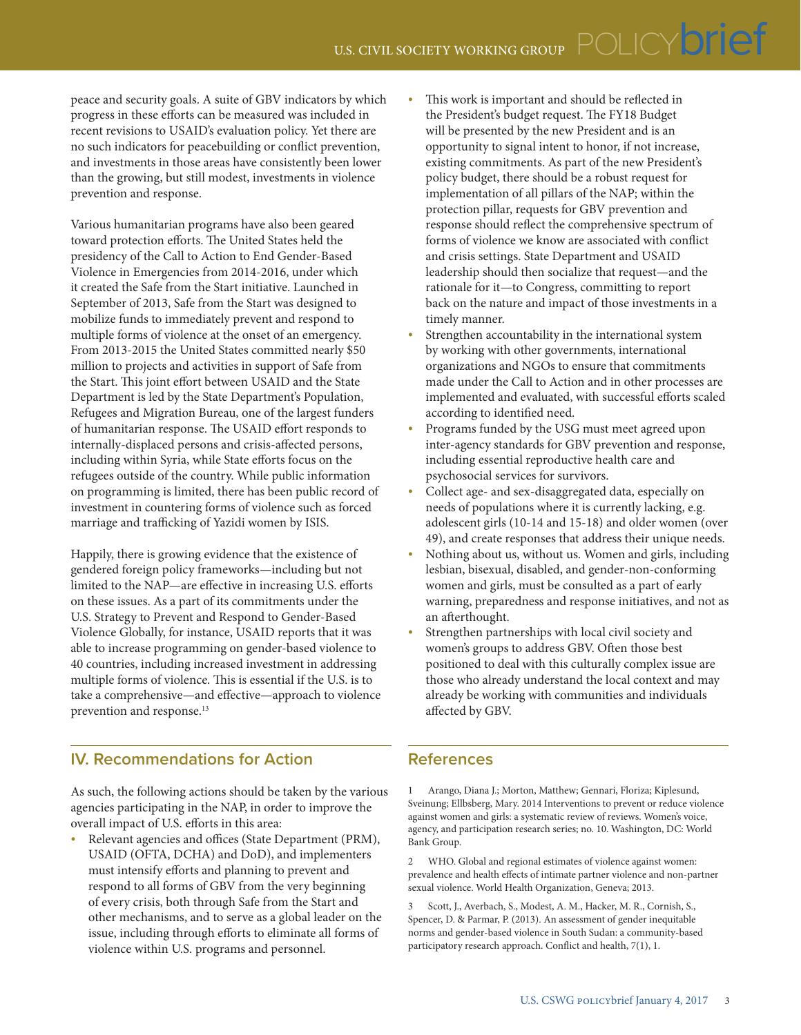peace and security goals. A suite of GBV indicators by which progress in these efforts can be measured was included in recent revisions to USAID's evaluation policy. Yet there are no such indicators for peacebuilding or conflict prevention, and investments in those areas have consistently been lower than the growing, but still modest, investments in violence prevention and response.

Various humanitarian programs have also been geared toward protection efforts. The United States held the presidency of the Call to Action to End Gender-Based Violence in Emergencies from 2014-2016, under which it created the Safe from the Start initiative. Launched in September of 2013, Safe from the Start was designed to mobilize funds to immediately prevent and respond to multiple forms of violence at the onset of an emergency. From 2013-2015 the United States committed nearly $50 million to projects and activities in support of Safe from the Start. This joint effort between USAID and the State Department is led by the State Department's Population, Refugees and Migration Bureau, one of the largest funders of humanitarian response. The USAID effort responds to internally-displaced persons and crisis-affected persons, including within Syria, while State efforts focus on the refugees outside of the country. While public information on programming is limited, there has been public record of investment in countering forms of violence such as forced marriage and trafficking of Yazidi women by ISIS.

Happily, there is growing evidence that the existence of gendered foreign policy frameworks—including but not limited to the NAP—are effective in increasing U.S. efforts on these issues. As a part of its commitments under the U.S. Strategy to Prevent and Respond to Gender-Based Violence Globally, for instance, USAID reports that it was able to increase programming on gender-based violence to 40 countries, including increased investment in addressing multiple forms of violence. This is essential if the U.S. is to take a comprehensive—and effective—approach to violence prevention and response.[13]

## IV. Recommendations for Action

As such, the following actions should be taken by the various agencies participating in the NAP, in order to improve the overall impact of U.S. efforts in this area:

- Relevant agencies and offices (State Department (PRM), USAID (OFTA, DCHA) and DoD), and implementers must intensify efforts and planning to prevent and respond to all forms of GBV from the very beginning of every crisis, both through Safe from the Start and other mechanisms, and to serve as a global leader on the issue, including through efforts to eliminate all forms of violence within U.S. programs and personnel.
- This work is important and should be reflected in the President's budget request. The FY18 Budget will be presented by the new President and is an opportunity to signal intent to honor, if not increase, existing commitments. As part of the new President's policy budget, there should be a robust request for implementation of all pillars of the NAP; within the protection pillar, requests for GBV prevention and response should reflect the comprehensive spectrum of forms of violence we know are associated with conflict and crisis settings. State Department and USAID leadership should then socialize that request—and the rationale for it—to Congress, committing to report back on the nature and impact of those investments in a timely manner.
- Strengthen accountability in the international system by working with other governments, international organizations and NGOs to ensure that commitments made under the Call to Action and in other processes are implemented and evaluated, with successful efforts scaled according to identified need.
- Programs funded by the USG must meet agreed upon inter-agency standards for GBV prevention and response, including essential reproductive health care and psychosocial services for survivors.
- Collect age- and sex-disaggregated data, especially on needs of populations where it is currently lacking, e.g. adolescent girls (10-14 and 15-18) and older women (over 49), and create responses that address their unique needs.
- Nothing about us, without us. Women and girls, including lesbian, bisexual, disabled, and gender-non-conforming women and girls, must be consulted as a part of early warning, preparedness and response initiatives, and not as an afterthought.
- Strengthen partnerships with local civil society and women's groups to address GBV. Often those best positioned to deal with this culturally complex issue are those who already understand the local context and may already be working with communities and individuals affected by GBV.

## References

1 Arango, Diana J.; Morton, Matthew; Gennari, Floriza; Kiplesund, Sveinung; Ellbsberg, Mary. 2014 Interventions to prevent or reduce violence against women and girls: a systematic review of reviews. Women's voice, agency, and participation research series; no. 10. Washington, DC: World Bank Group.

2 WHO. Global and regional estimates of violence against women: prevalence and health effects of intimate partner violence and non-partner sexual violence. World Health Organization, Geneva; 2013.

3 Scott, J., Averbach, S., Modest, A. M., Hacker, M. R., Cornish, S., Spencer, D. & Parmar, P. (2013). An assessment of gender inequitable norms and gender-based violence in South Sudan: a community-based participatory research approach. Conflict and health, 7(1), 1.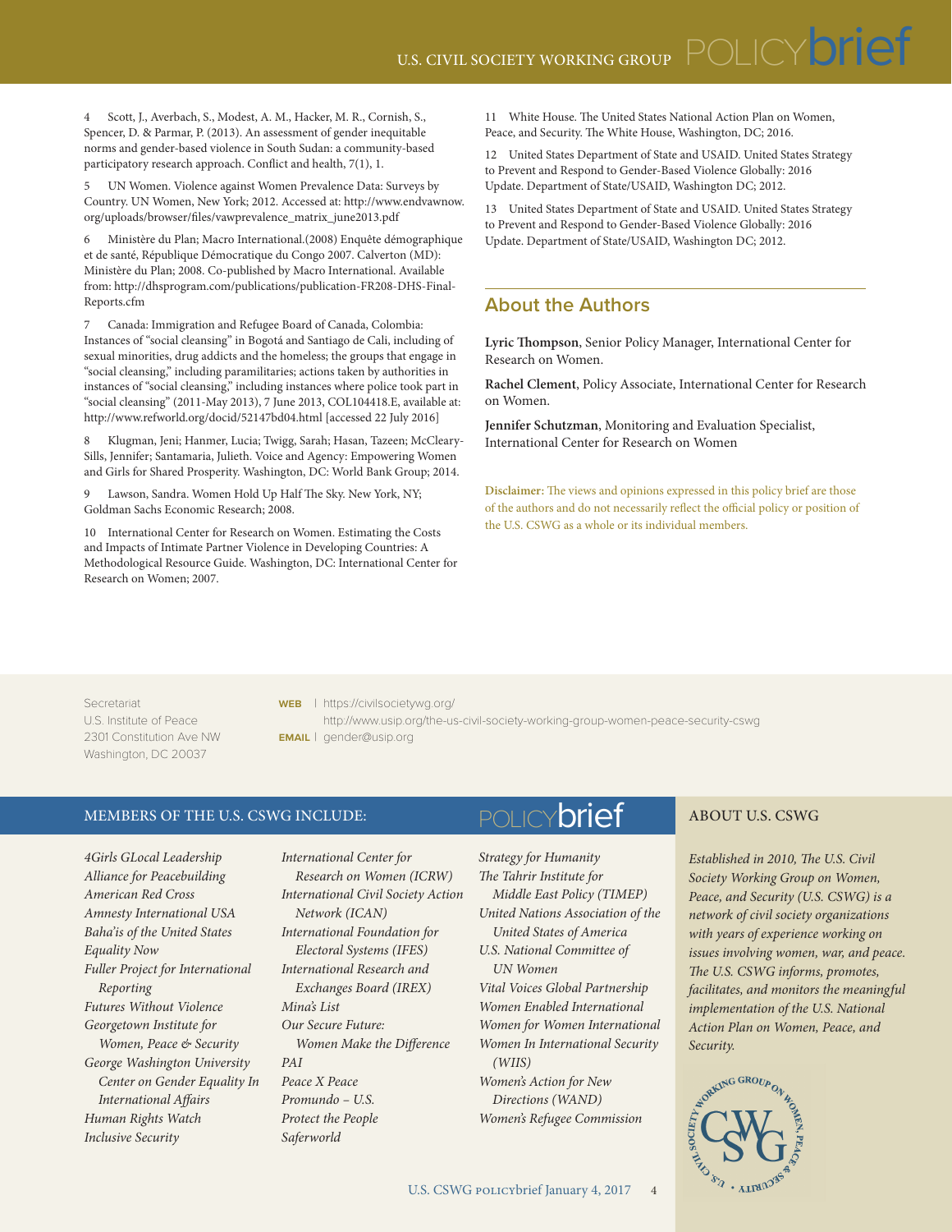4 Scott, J., Averbach, S., Modest, A. M., Hacker, M. R., Cornish, S., Spencer, D. & Parmar, P. (2013). An assessment of gender inequitable norms and gender-based violence in South Sudan: a community-based participatory research approach. Conflict and health, 7(1), 1.

5 UN Women. Violence against Women Prevalence Data: Surveys by Country. UN Women, New York; 2012. Accessed at: http://www.endvawnow.org/uploads/browser/files/vawprevalence_matrix_june2013.pdf

6 Ministère du Plan; Macro International.(2008) Enquête démographique et de santé, République Démocratique du Congo 2007. Calverton (MD): Ministère du Plan; 2008. Co-published by Macro International. Available from: http://dhsprogram.com/publications/publication-FR208-DHS-Final-Reports.cfm

7 Canada: Immigration and Refugee Board of Canada, Colombia: Instances of "social cleansing" in Bogotá and Santiago de Cali, including of sexual minorities, drug addicts and the homeless; the groups that engage in "social cleansing," including paramilitaries; actions taken by authorities in instances of "social cleansing," including instances where police took part in "social cleansing" (2011-May 2013), 7 June 2013, COL104418.E, available at: http://www.refworld.org/docid/52147bd04.html [accessed 22 July 2016]

8 Klugman, Jeni; Hanmer, Lucia; Twigg, Sarah; Hasan, Tazeen; McCleary-Sills, Jennifer; Santamaria, Julieth. Voice and Agency: Empowering Women and Girls for Shared Prosperity. Washington, DC: World Bank Group; 2014.

9 Lawson, Sandra. Women Hold Up Half The Sky. New York, NY; Goldman Sachs Economic Research; 2008.

10 International Center for Research on Women. Estimating the Costs and Impacts of Intimate Partner Violence in Developing Countries: A Methodological Resource Guide. Washington, DC: International Center for Research on Women; 2007.

11 White House. The United States National Action Plan on Women, Peace, and Security. The White House, Washington, DC; 2016.

12 United States Department of State and USAID. United States Strategy to Prevent and Respond to Gender-Based Violence Globally: 2016 Update. Department of State/USAID, Washington DC; 2012.

13 United States Department of State and USAID. United States Strategy to Prevent and Respond to Gender-Based Violence Globally: 2016 Update. Department of State/USAID, Washington DC; 2012.

## About the Authors

**Lyric Thompson**, Senior Policy Manager, International Center for Research on Women.

**Rachel Clement**, Policy Associate, International Center for Research on Women.

**Jennifer Schutzman**, Monitoring and Evaluation Specialist, International Center for Research on Women

**Disclaimer:** The views and opinions expressed in this policy brief are those of the authors and do not necessarily reflect the official policy or position of the U.S. CSWG as a whole or its individual members.

Secretariat
U.S. Institute of Peace
2301 Constitution Ave NW
Washington, DC 20037

**WEB** | https://civilsocietywg.org/
http://www.usip.org/the-us-civil-society-working-group-women-peace-security-cswg
**EMAIL** | gender@usip.org

## MEMBERS OF THE U.S. CSWG INCLUDE:

*4Girls GLocal Leadership*
*Alliance for Peacebuilding*
*American Red Cross*
*Amnesty International USA*
*Baha'is of the United States*
*Equality Now*
*Fuller Project for International Reporting*
*Futures Without Violence*
*Georgetown Institute for Women, Peace & Security*
*George Washington University Center on Gender Equality In International Affairs*
*Human Rights Watch*
*Inclusive Security*
*International Center for Research on Women (ICRW)*
*International Civil Society Action Network (ICAN)*
*International Foundation for Electoral Systems (IFES)*
*International Research and Exchanges Board (IREX)*
*Mina's List*
*Our Secure Future: Women Make the Difference*
*PAI*
*Peace X Peace*
*Promundo – U.S.*
*Protect the People*
*Saferworld*
*Strategy for Humanity*
*The Tahrir Institute for Middle East Policy (TIMEP)*
*United Nations Association of the United States of America*
*U.S. National Committee of UN Women*
*Vital Voices Global Partnership*
*Women Enabled International*
*Women for Women International*
*Women In International Security (WIIS)*
*Women's Action for New Directions (WAND)*
*Women's Refugee Commission*

## ABOUT U.S. CSWG

*Established in 2010, The U.S. Civil Society Working Group on Women, Peace, and Security (U.S. CSWG) is a network of civil society organizations with years of experience working on issues involving women, war, and peace. The U.S. CSWG informs, promotes, facilitates, and monitors the meaningful implementation of the U.S. National Action Plan on Women, Peace, and Security.*